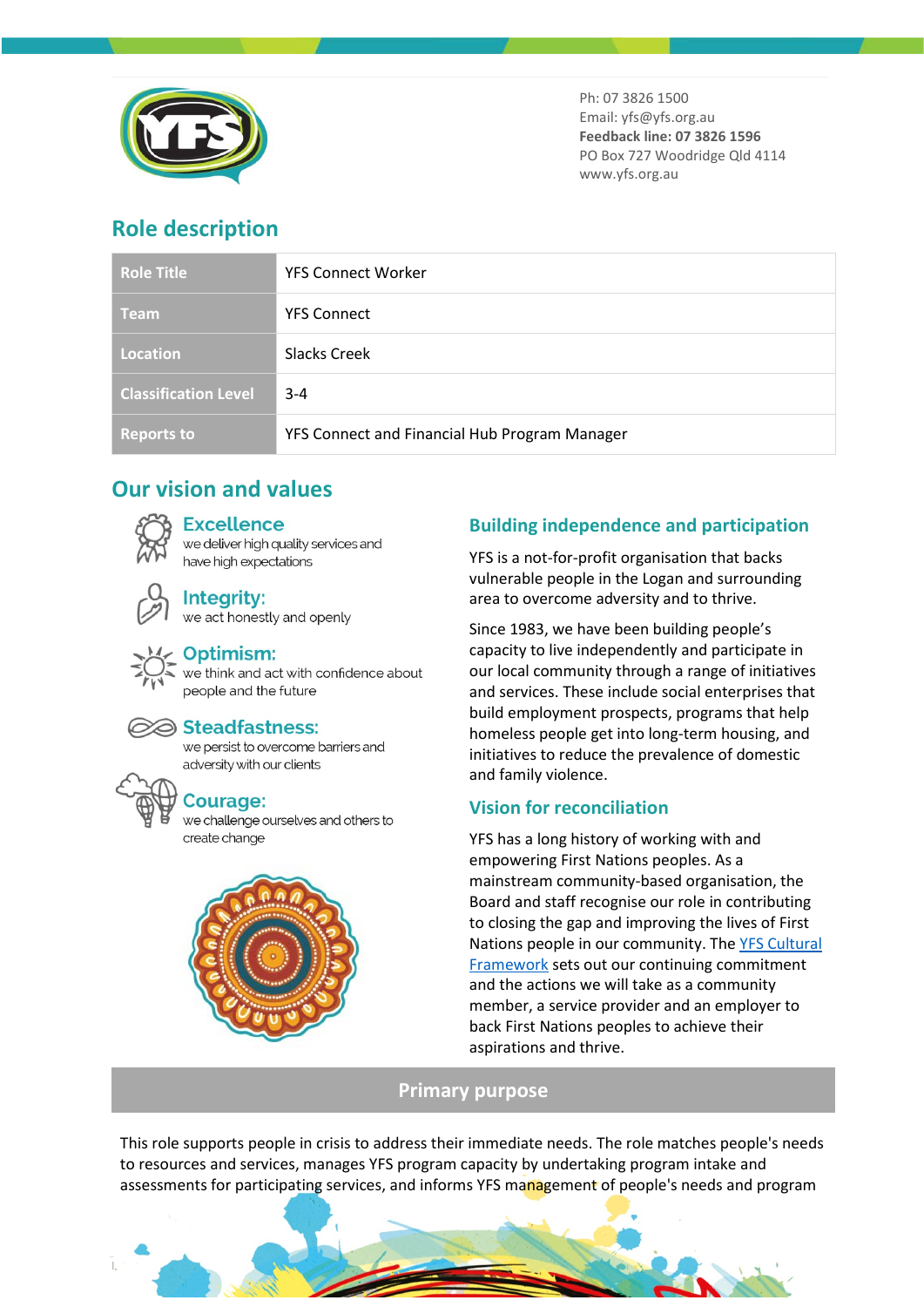Ph: 07 3826 1500
Email: yfs@yfs.org.au
**Feedback line: 07 3826 1596**
PO Box 727 Woodridge Qld 4114
www.yfs.org.au

## Role description

| Role Title | YFS Connect Worker |
|---|---|
| Team | YFS Connect |
| Location | Slacks Creek |
| Classification Level | 3-4 |
| Reports to | YFS Connect and Financial Hub Program Manager |

## Our vision and values

**Excellence**
we deliver high quality services and have high expectations

**Integrity:**
we act honestly and openly

**Optimism:**
we think and act with confidence about people and the future

**Steadfastness:**
we persist to overcome barriers and adversity with our clients

**Courage:**
we challenge ourselves and others to create change

### Building independence and participation

YFS is a not-for-profit organisation that backs vulnerable people in the Logan and surrounding area to overcome adversity and to thrive.

Since 1983, we have been building people's capacity to live independently and participate in our local community through a range of initiatives and services. These include social enterprises that build employment prospects, programs that help homeless people get into long-term housing, and initiatives to reduce the prevalence of domestic and family violence.

### Vision for reconciliation

YFS has a long history of working with and empowering First Nations peoples. As a mainstream community-based organisation, the Board and staff recognise our role in contributing to closing the gap and improving the lives of First Nations people in our community. The [YFS Cultural Framework] sets out our continuing commitment and the actions we will take as a community member, a service provider and an employer to back First Nations peoples to achieve their aspirations and thrive.

## Primary purpose

This role supports people in crisis to address their immediate needs. The role matches people's needs to resources and services, manages YFS program capacity by undertaking program intake and assessments for participating services, and informs YFS management of people's needs and program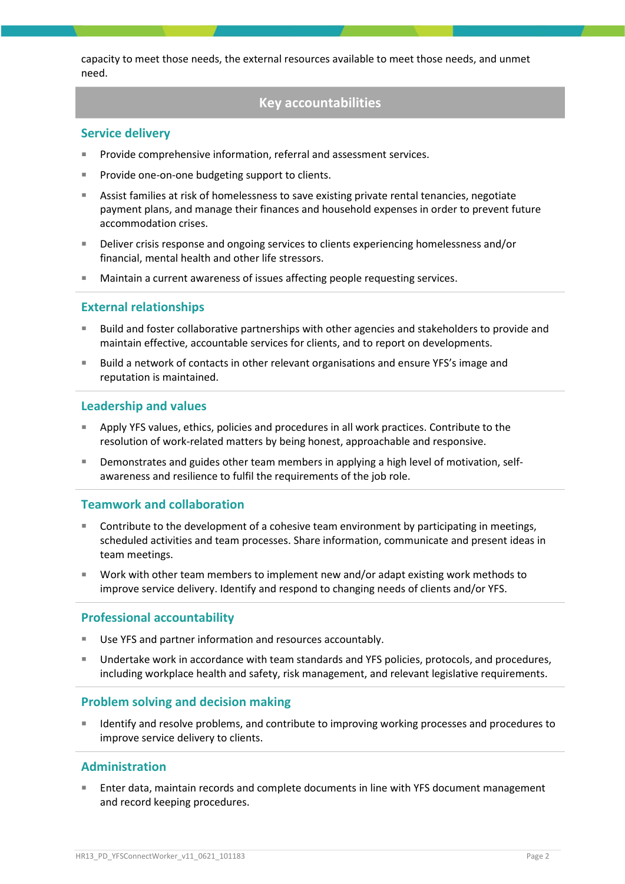capacity to meet those needs, the external resources available to meet those needs, and unmet need.

## Key accountabilities

### Service delivery

- Provide comprehensive information, referral and assessment services.
- Provide one-on-one budgeting support to clients.
- Assist families at risk of homelessness to save existing private rental tenancies, negotiate payment plans, and manage their finances and household expenses in order to prevent future accommodation crises.
- Deliver crisis response and ongoing services to clients experiencing homelessness and/or financial, mental health and other life stressors.
- Maintain a current awareness of issues affecting people requesting services.

### External relationships

- Build and foster collaborative partnerships with other agencies and stakeholders to provide and maintain effective, accountable services for clients, and to report on developments.
- Build a network of contacts in other relevant organisations and ensure YFS's image and reputation is maintained.

### Leadership and values

- Apply YFS values, ethics, policies and procedures in all work practices. Contribute to the resolution of work-related matters by being honest, approachable and responsive.
- Demonstrates and guides other team members in applying a high level of motivation, self-awareness and resilience to fulfil the requirements of the job role.

### Teamwork and collaboration

- Contribute to the development of a cohesive team environment by participating in meetings, scheduled activities and team processes. Share information, communicate and present ideas in team meetings.
- Work with other team members to implement new and/or adapt existing work methods to improve service delivery. Identify and respond to changing needs of clients and/or YFS.

### Professional accountability

- Use YFS and partner information and resources accountably.
- Undertake work in accordance with team standards and YFS policies, protocols, and procedures, including workplace health and safety, risk management, and relevant legislative requirements.

### Problem solving and decision making

- Identify and resolve problems, and contribute to improving working processes and procedures to improve service delivery to clients.

### Administration

- Enter data, maintain records and complete documents in line with YFS document management and record keeping procedures.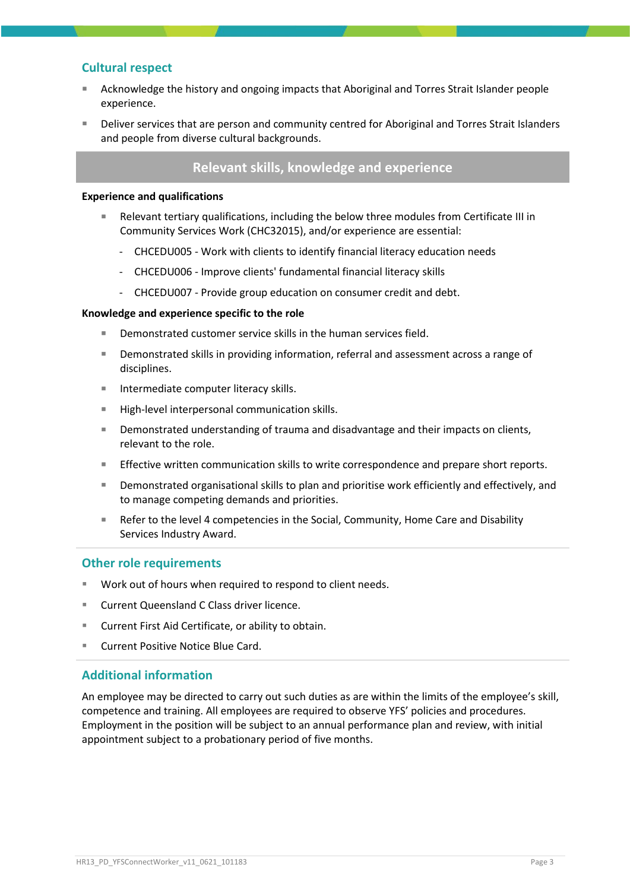## Cultural respect

- Acknowledge the history and ongoing impacts that Aboriginal and Torres Strait Islander people experience.
- Deliver services that are person and community centred for Aboriginal and Torres Strait Islanders and people from diverse cultural backgrounds.

## Relevant skills, knowledge and experience

**Experience and qualifications**

- Relevant tertiary qualifications, including the below three modules from Certificate III in Community Services Work (CHC32015), and/or experience are essential:
  - CHCEDU005 - Work with clients to identify financial literacy education needs
  - CHCEDU006 - Improve clients' fundamental financial literacy skills
  - CHCEDU007 - Provide group education on consumer credit and debt.

**Knowledge and experience specific to the role**

- Demonstrated customer service skills in the human services field.
- Demonstrated skills in providing information, referral and assessment across a range of disciplines.
- Intermediate computer literacy skills.
- High-level interpersonal communication skills.
- Demonstrated understanding of trauma and disadvantage and their impacts on clients, relevant to the role.
- Effective written communication skills to write correspondence and prepare short reports.
- Demonstrated organisational skills to plan and prioritise work efficiently and effectively, and to manage competing demands and priorities.
- Refer to the level 4 competencies in the Social, Community, Home Care and Disability Services Industry Award.

## Other role requirements

- Work out of hours when required to respond to client needs.
- Current Queensland C Class driver licence.
- Current First Aid Certificate, or ability to obtain.
- Current Positive Notice Blue Card.

## Additional information

An employee may be directed to carry out such duties as are within the limits of the employee's skill, competence and training. All employees are required to observe YFS' policies and procedures. Employment in the position will be subject to an annual performance plan and review, with initial appointment subject to a probationary period of five months.